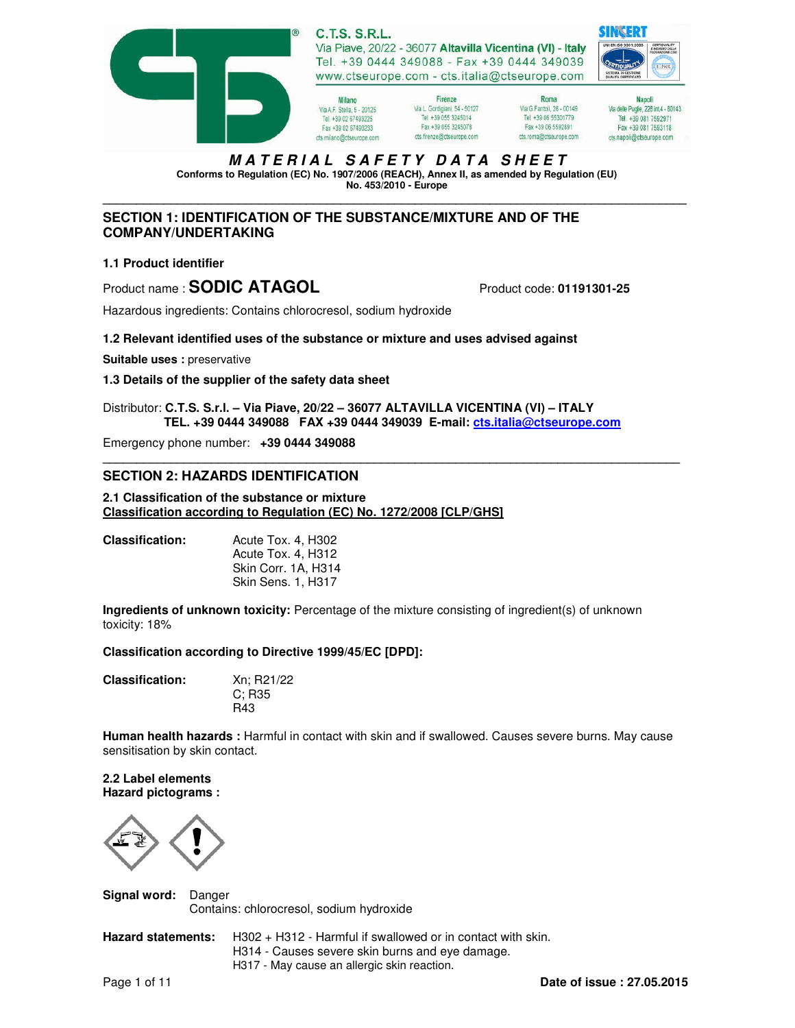C.T.S. S.R.L.
Via Piave, 20/22 - 36077 Altavilla Vicentina (VI) - Italy
Tel. +39 0444 349088 - Fax +39 0444 349039
www.ctseurope.com - cts.italia@ctseurope.com

| Milano | Firenze | Roma | Napoli |
|---|---|---|---|
| Via A.F. Stella, 5 - 20125 | Via L. Gordigiani, 54 - 50127 | Via G.Fantoli, 26 - 00149 | Via delle Puglie, 228 int.4 - 80143 |
| Tel. +39 02 67493225 | Tel. +39 055 3245014 | Tel. +39 06 55301779 | Tel. +39 081 7592971 |
| Fax +39 02 67493233 | Fax +39 055 3245078 | Fax +39 06 5592891 | Fax +39 081 7593118 |
| cts.milano@ctseurope.com | cts.firenze@ctseurope.com | cts.roma@ctseurope.com | cts.napoli@ctseurope.com |

# MATERIAL SAFETY DATA SHEET

**Conforms to Regulation (EC) No. 1907/2006 (REACH), Annex II, as amended by Regulation (EU) No. 453/2010 - Europe**

## SECTION 1: IDENTIFICATION OF THE SUBSTANCE/MIXTURE AND OF THE COMPANY/UNDERTAKING

### 1.1 Product identifier

Product name : **SODIC ATAGOL** Product code: **01191301-25**

Hazardous ingredients: Contains chlorocresol, sodium hydroxide

### 1.2 Relevant identified uses of the substance or mixture and uses advised against

**Suitable uses :** preservative

### 1.3 Details of the supplier of the safety data sheet

Distributor: **C.T.S. S.r.l. – Via Piave, 20/22 – 36077 ALTAVILLA VICENTINA (VI) – ITALY**
**TEL. +39 0444 349088 FAX +39 0444 349039 E-mail: cts.italia@ctseurope.com**

Emergency phone number: **+39 0444 349088**

## SECTION 2: HAZARDS IDENTIFICATION

### 2.1 Classification of the substance or mixture

**Classification according to Regulation (EC) No. 1272/2008 [CLP/GHS]**

**Classification:**
Acute Tox. 4, H302
Acute Tox. 4, H312
Skin Corr. 1A, H314
Skin Sens. 1, H317

**Ingredients of unknown toxicity:** Percentage of the mixture consisting of ingredient(s) of unknown toxicity: 18%

**Classification according to Directive 1999/45/EC [DPD]:**

**Classification:**
Xn; R21/22
C; R35
R43

**Human health hazards :** Harmful in contact with skin and if swallowed. Causes severe burns. May cause sensitisation by skin contact.

### 2.2 Label elements

**Hazard pictograms :**

**Signal word:** Danger
Contains: chlorocresol, sodium hydroxide

**Hazard statements:**
H302 + H312 - Harmful if swallowed or in contact with skin.
H314 - Causes severe skin burns and eye damage.
H317 - May cause an allergic skin reaction.

**Date of issue : 27.05.2015**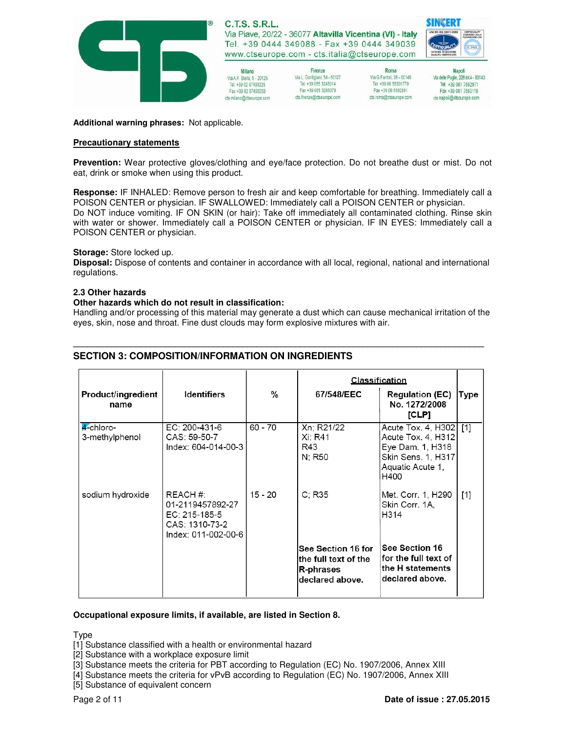**Additional warning phrases:** Not applicable.

**Precautionary statements**

**Prevention:** Wear protective gloves/clothing and eye/face protection. Do not breathe dust or mist. Do not eat, drink or smoke when using this product.

**Response:** IF INHALED: Remove person to fresh air and keep comfortable for breathing. Immediately call a POISON CENTER or physician. IF SWALLOWED: Immediately call a POISON CENTER or physician. Do NOT induce vomiting. IF ON SKIN (or hair): Take off immediately all contaminated clothing. Rinse skin with water or shower. Immediately call a POISON CENTER or physician. IF IN EYES: Immediately call a POISON CENTER or physician.

**Storage:** Store locked up.
**Disposal:** Dispose of contents and container in accordance with all local, regional, national and international regulations.

### 2.3 Other hazards

**Other hazards which do not result in classification:**
Handling and/or processing of this material may generate a dust which can cause mechanical irritation of the eyes, skin, nose and throat. Fine dust clouds may form explosive mixtures with air.

## SECTION 3: COMPOSITION/INFORMATION ON INGREDIENTS

| Product/ingredient name | Identifiers | % | Classification | | Type |
|---|---|---|---|---|---|
| | | | 67/548/EEC | Regulation (EC) No. 1272/2008 [CLP] | |
| 4-chloro-3-methylphenol | EC: 200-431-6<br>CAS: 59-50-7<br>Index: 604-014-00-3 | 60 - 70 | Xn; R21/22<br>Xi; R41<br>R43<br>N; R50 | Acute Tox. 4, H302<br>Acute Tox. 4, H312<br>Eye Dam. 1, H318<br>Skin Sens. 1, H317<br>Aquatic Acute 1, H400 | [1] |
| sodium hydroxide | REACH #: 01-2119457892-27<br>EC: 215-185-5<br>CAS: 1310-73-2<br>Index: 011-002-00-6 | 15 - 20 | C; R35 | Met. Corr. 1, H290<br>Skin Corr. 1A, H314 | [1] |
| | | | **See Section 16 for the full text of the R-phrases declared above.** | **See Section 16 for the full text of the H statements declared above.** | |

**Occupational exposure limits, if available, are listed in Section 8.**

Type
[1] Substance classified with a health or environmental hazard
[2] Substance with a workplace exposure limit
[3] Substance meets the criteria for PBT according to Regulation (EC) No. 1907/2006, Annex XIII
[4] Substance meets the criteria for vPvB according to Regulation (EC) No. 1907/2006, Annex XIII
[5] Substance of equivalent concern

**Date of issue : 27.05.2015**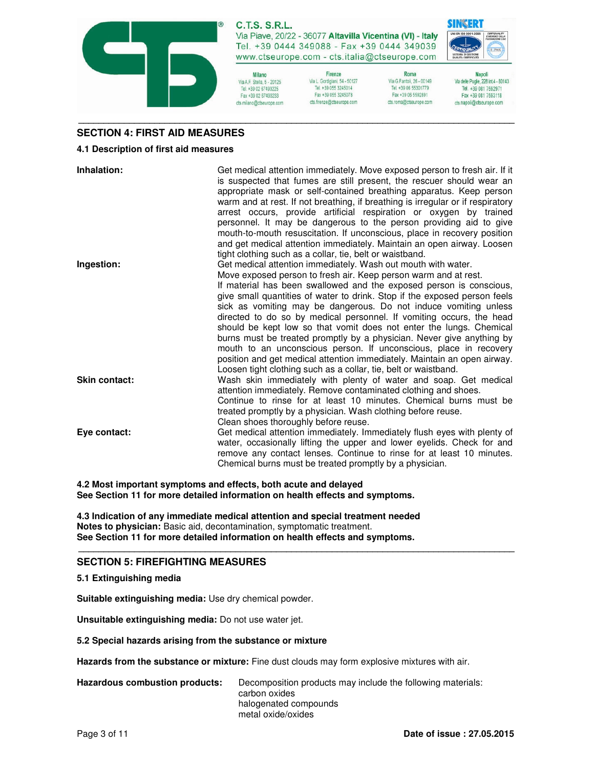## SECTION 4: FIRST AID MEASURES

### 4.1 Description of first aid measures

**Inhalation:** Get medical attention immediately. Move exposed person to fresh air. If it is suspected that fumes are still present, the rescuer should wear an appropriate mask or self-contained breathing apparatus. Keep person warm and at rest. If not breathing, if breathing is irregular or if respiratory arrest occurs, provide artificial respiration or oxygen by trained personnel. It may be dangerous to the person providing aid to give mouth-to-mouth resuscitation. If unconscious, place in recovery position and get medical attention immediately. Maintain an open airway. Loosen tight clothing such as a collar, tie, belt or waistband.

**Ingestion:** Get medical attention immediately. Wash out mouth with water. Move exposed person to fresh air. Keep person warm and at rest. If material has been swallowed and the exposed person is conscious, give small quantities of water to drink. Stop if the exposed person feels sick as vomiting may be dangerous. Do not induce vomiting unless directed to do so by medical personnel. If vomiting occurs, the head should be kept low so that vomit does not enter the lungs. Chemical burns must be treated promptly by a physician. Never give anything by mouth to an unconscious person. If unconscious, place in recovery position and get medical attention immediately. Maintain an open airway. Loosen tight clothing such as a collar, tie, belt or waistband.

**Skin contact:** Wash skin immediately with plenty of water and soap. Get medical attention immediately. Remove contaminated clothing and shoes. Continue to rinse for at least 10 minutes. Chemical burns must be treated promptly by a physician. Wash clothing before reuse. Clean shoes thoroughly before reuse.

**Eye contact:** Get medical attention immediately. Immediately flush eyes with plenty of water, occasionally lifting the upper and lower eyelids. Check for and remove any contact lenses. Continue to rinse for at least 10 minutes. Chemical burns must be treated promptly by a physician.

**4.2 Most important symptoms and effects, both acute and delayed**
**See Section 11 for more detailed information on health effects and symptoms.**

**4.3 Indication of any immediate medical attention and special treatment needed**
**Notes to physician:** Basic aid, decontamination, symptomatic treatment.
**See Section 11 for more detailed information on health effects and symptoms.**

## SECTION 5: FIREFIGHTING MEASURES

### 5.1 Extinguishing media

**Suitable extinguishing media:** Use dry chemical powder.

**Unsuitable extinguishing media:** Do not use water jet.

### 5.2 Special hazards arising from the substance or mixture

**Hazards from the substance or mixture:** Fine dust clouds may form explosive mixtures with air.

**Hazardous combustion products:** Decomposition products may include the following materials:
carbon oxides
halogenated compounds
metal oxide/oxides

**Date of issue : 27.05.2015**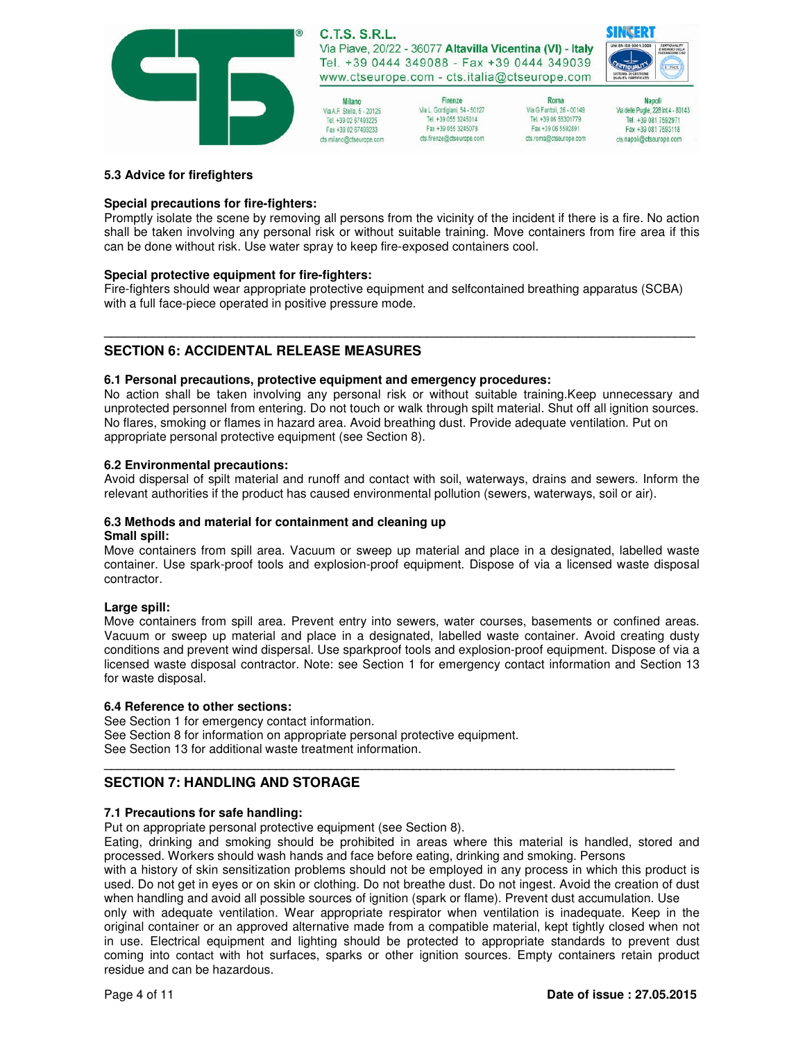### 5.3 Advice for firefighters

**Special precautions for fire-fighters:**
Promptly isolate the scene by removing all persons from the vicinity of the incident if there is a fire. No action shall be taken involving any personal risk or without suitable training. Move containers from fire area if this can be done without risk. Use water spray to keep fire-exposed containers cool.

**Special protective equipment for fire-fighters:**
Fire-fighters should wear appropriate protective equipment and selfcontained breathing apparatus (SCBA) with a full face-piece operated in positive pressure mode.

---

## SECTION 6: ACCIDENTAL RELEASE MEASURES

### 6.1 Personal precautions, protective equipment and emergency procedures:

No action shall be taken involving any personal risk or without suitable training.Keep unnecessary and unprotected personnel from entering. Do not touch or walk through spilt material. Shut off all ignition sources. No flares, smoking or flames in hazard area. Avoid breathing dust. Provide adequate ventilation. Put on appropriate personal protective equipment (see Section 8).

### 6.2 Environmental precautions:

Avoid dispersal of spilt material and runoff and contact with soil, waterways, drains and sewers. Inform the relevant authorities if the product has caused environmental pollution (sewers, waterways, soil or air).

### 6.3 Methods and material for containment and cleaning up

**Small spill:**
Move containers from spill area. Vacuum or sweep up material and place in a designated, labelled waste container. Use spark-proof tools and explosion-proof equipment. Dispose of via a licensed waste disposal contractor.

**Large spill:**
Move containers from spill area. Prevent entry into sewers, water courses, basements or confined areas. Vacuum or sweep up material and place in a designated, labelled waste container. Avoid creating dusty conditions and prevent wind dispersal. Use sparkproof tools and explosion-proof equipment. Dispose of via a licensed waste disposal contractor. Note: see Section 1 for emergency contact information and Section 13 for waste disposal.

### 6.4 Reference to other sections:

See Section 1 for emergency contact information.
See Section 8 for information on appropriate personal protective equipment.
See Section 13 for additional waste treatment information.

---

## SECTION 7: HANDLING AND STORAGE

### 7.1 Precautions for safe handling:

Put on appropriate personal protective equipment (see Section 8).
Eating, drinking and smoking should be prohibited in areas where this material is handled, stored and processed. Workers should wash hands and face before eating, drinking and smoking. Persons with a history of skin sensitization problems should not be employed in any process in which this product is used. Do not get in eyes or on skin or clothing. Do not breathe dust. Do not ingest. Avoid the creation of dust when handling and avoid all possible sources of ignition (spark or flame). Prevent dust accumulation. Use only with adequate ventilation. Wear appropriate respirator when ventilation is inadequate. Keep in the original container or an approved alternative made from a compatible material, kept tightly closed when not in use. Electrical equipment and lighting should be protected to appropriate standards to prevent dust coming into contact with hot surfaces, sparks or other ignition sources. Empty containers retain product residue and can be hazardous.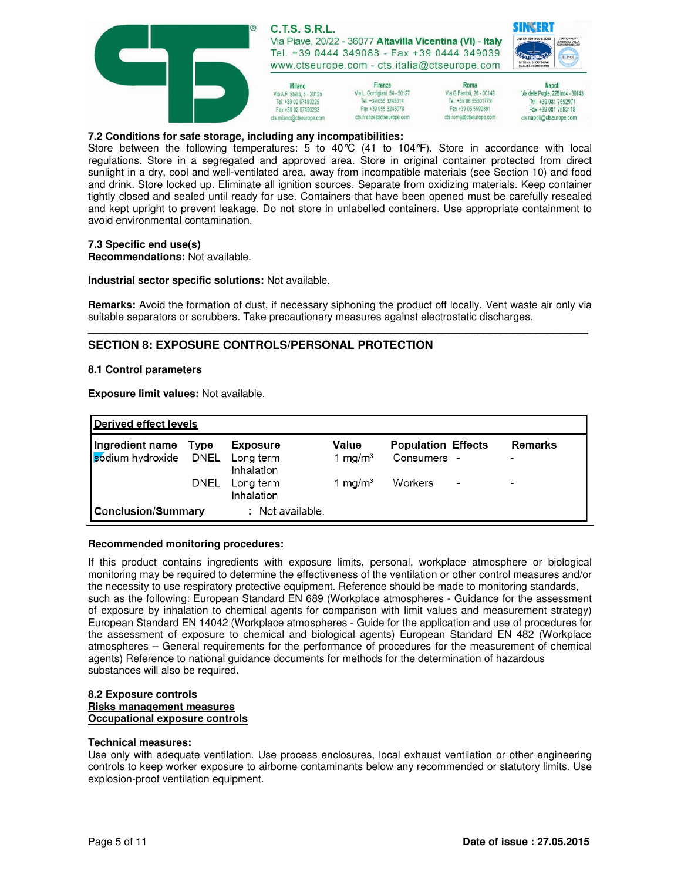**7.2 Conditions for safe storage, including any incompatibilities:**

Store between the following temperatures: 5 to 40°C (41 to 104°F). Store in accordance with local regulations. Store in a segregated and approved area. Store in original container protected from direct sunlight in a dry, cool and well-ventilated area, away from incompatible materials (see Section 10) and food and drink. Store locked up. Eliminate all ignition sources. Separate from oxidizing materials. Keep container tightly closed and sealed until ready for use. Containers that have been opened must be carefully resealed and kept upright to prevent leakage. Do not store in unlabelled containers. Use appropriate containment to avoid environmental contamination.

**7.3 Specific end use(s)**

**Recommendations:** Not available.

**Industrial sector specific solutions:** Not available.

**Remarks:** Avoid the formation of dust, if necessary siphoning the product off locally. Vent waste air only via suitable separators or scrubbers. Take precautionary measures against electrostatic discharges.

---

## SECTION 8: EXPOSURE CONTROLS/PERSONAL PROTECTION

**8.1 Control parameters**

**Exposure limit values:** Not available.

**Derived effect levels**

| Ingredient name | Type | Exposure | Value | Population | Effects | Remarks |
|---|---|---|---|---|---|---|
| sodium hydroxide | DNEL | Long term Inhalation | 1 mg/m³ | Consumers | - | - |
| | DNEL | Long term Inhalation | 1 mg/m³ | Workers | - | - |
| **Conclusion/Summary** | : Not available. | | | | | |

**Recommended monitoring procedures:**

If this product contains ingredients with exposure limits, personal, workplace atmosphere or biological monitoring may be required to determine the effectiveness of the ventilation or other control measures and/or the necessity to use respiratory protective equipment. Reference should be made to monitoring standards, such as the following: European Standard EN 689 (Workplace atmospheres - Guidance for the assessment of exposure by inhalation to chemical agents for comparison with limit values and measurement strategy) European Standard EN 14042 (Workplace atmospheres - Guide for the application and use of procedures for the assessment of exposure to chemical and biological agents) European Standard EN 482 (Workplace atmospheres – General requirements for the performance of procedures for the measurement of chemical agents) Reference to national guidance documents for methods for the determination of hazardous substances will also be required.

**8.2 Exposure controls**

**Risks management measures**

**Occupational exposure controls**

**Technical measures:**

Use only with adequate ventilation. Use process enclosures, local exhaust ventilation or other engineering controls to keep worker exposure to airborne contaminants below any recommended or statutory limits. Use explosion-proof ventilation equipment.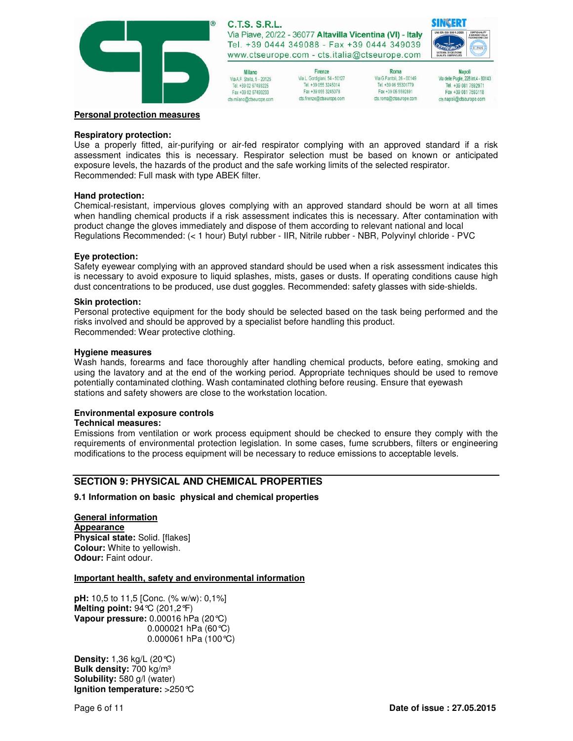**Personal protection measures**

**Respiratory protection:**
Use a properly fitted, air-purifying or air-fed respirator complying with an approved standard if a risk assessment indicates this is necessary. Respirator selection must be based on known or anticipated exposure levels, the hazards of the product and the safe working limits of the selected respirator.
Recommended: Full mask with type ABEK filter.

**Hand protection:**
Chemical-resistant, impervious gloves complying with an approved standard should be worn at all times when handling chemical products if a risk assessment indicates this is necessary. After contamination with product change the gloves immediately and dispose of them according to relevant national and local Regulations Recommended: (< 1 hour) Butyl rubber - IIR, Nitrile rubber - NBR, Polyvinyl chloride - PVC

**Eye protection:**
Safety eyewear complying with an approved standard should be used when a risk assessment indicates this is necessary to avoid exposure to liquid splashes, mists, gases or dusts. If operating conditions cause high dust concentrations to be produced, use dust goggles. Recommended: safety glasses with side-shields.

**Skin protection:**
Personal protective equipment for the body should be selected based on the task being performed and the risks involved and should be approved by a specialist before handling this product.
Recommended: Wear protective clothing.

**Hygiene measures**
Wash hands, forearms and face thoroughly after handling chemical products, before eating, smoking and using the lavatory and at the end of the working period. Appropriate techniques should be used to remove potentially contaminated clothing. Wash contaminated clothing before reusing. Ensure that eyewash stations and safety showers are close to the workstation location.

**Environmental exposure controls**
**Technical measures:**
Emissions from ventilation or work process equipment should be checked to ensure they comply with the requirements of environmental protection legislation. In some cases, fume scrubbers, filters or engineering modifications to the process equipment will be necessary to reduce emissions to acceptable levels.

## SECTION 9: PHYSICAL AND CHEMICAL PROPERTIES

### 9.1 Information on basic physical and chemical properties

**General information**
**Appearance**
**Physical state:** Solid. [flakes]
**Colour:** White to yellowish.
**Odour:** Faint odour.

**Important health, safety and environmental information**

**pH:** 10,5 to 11,5 [Conc. (% w/w): 0,1%]
**Melting point:** 94°C (201,2°F)
**Vapour pressure:** 0.00016 hPa (20°C)
0.000021 hPa (60°C)
0.000061 hPa (100°C)

**Density:** 1,36 kg/L (20°C)
**Bulk density:** 700 kg/m³
**Solubility:** 580 g/l (water)
**Ignition temperature:** >250°C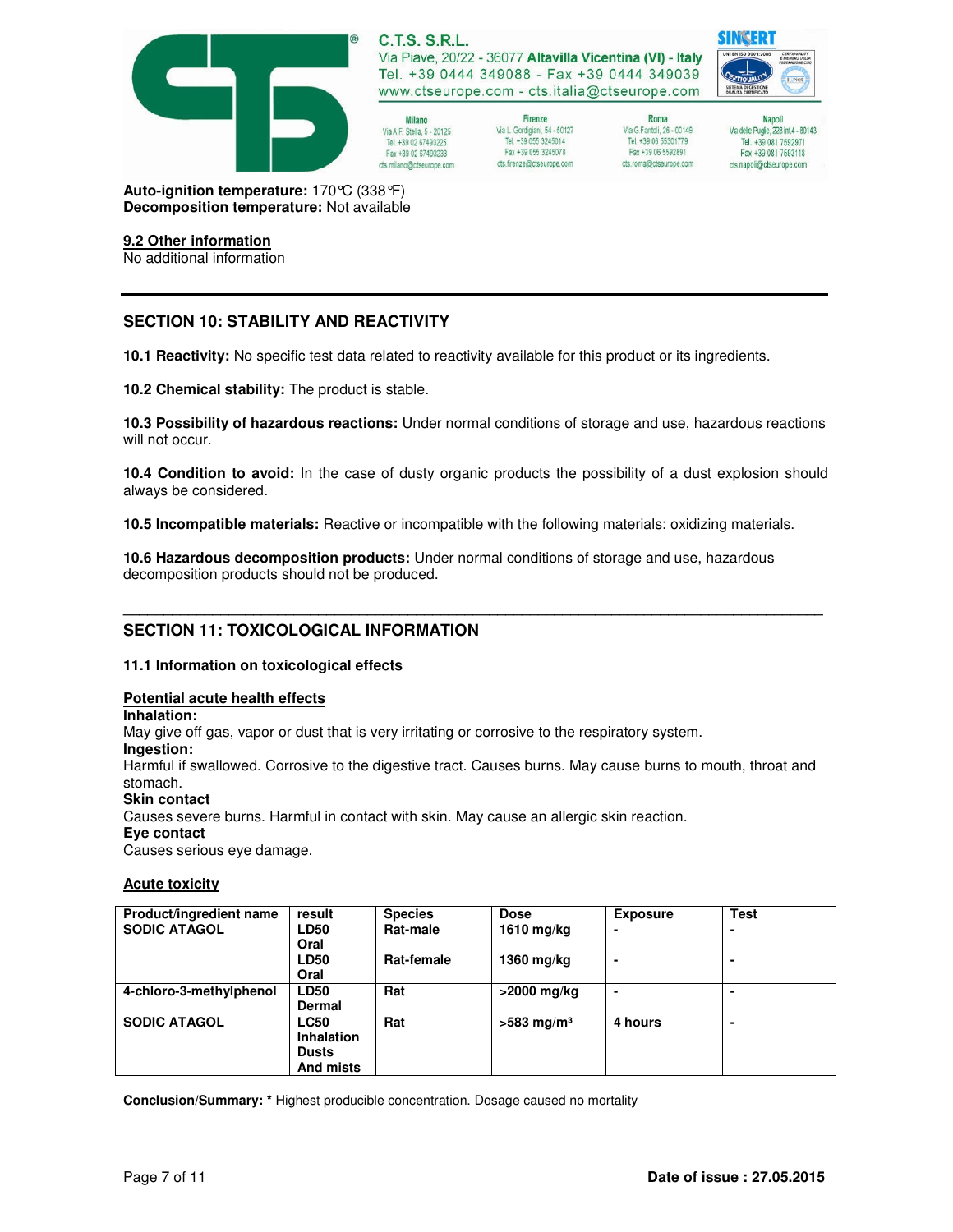**Auto-ignition temperature:** 170°C (338°F)
**Decomposition temperature:** Not available

**9.2 Other information**
No additional information

## SECTION 10: STABILITY AND REACTIVITY

**10.1 Reactivity:** No specific test data related to reactivity available for this product or its ingredients.

**10.2 Chemical stability:** The product is stable.

**10.3 Possibility of hazardous reactions:** Under normal conditions of storage and use, hazardous reactions will not occur.

**10.4 Condition to avoid:** In the case of dusty organic products the possibility of a dust explosion should always be considered.

**10.5 Incompatible materials:** Reactive or incompatible with the following materials: oxidizing materials.

**10.6 Hazardous decomposition products:** Under normal conditions of storage and use, hazardous decomposition products should not be produced.

## SECTION 11: TOXICOLOGICAL INFORMATION

**11.1 Information on toxicological effects**

**Potential acute health effects**

**Inhalation:**
May give off gas, vapor or dust that is very irritating or corrosive to the respiratory system.

**Ingestion:**
Harmful if swallowed. Corrosive to the digestive tract. Causes burns. May cause burns to mouth, throat and stomach.

**Skin contact**
Causes severe burns. Harmful in contact with skin. May cause an allergic skin reaction.

**Eye contact**
Causes serious eye damage.

**Acute toxicity**

| Product/ingredient name | result | Species | Dose | Exposure | Test |
|---|---|---|---|---|---|
| **SODIC ATAGOL** | **LD50 Oral** | **Rat-male** | **1610 mg/kg** | **-** | **-** |
| | **LD50 Oral** | **Rat-female** | **1360 mg/kg** | **-** | **-** |
| **4-chloro-3-methylphenol** | **LD50 Dermal** | **Rat** | **>2000 mg/kg** | **-** | **-** |
| **SODIC ATAGOL** | **LC50 Inhalation Dusts And mists** | **Rat** | **>583 mg/m³** | **4 hours** | **-** |

**Conclusion/Summary: *** Highest producible concentration. Dosage caused no mortality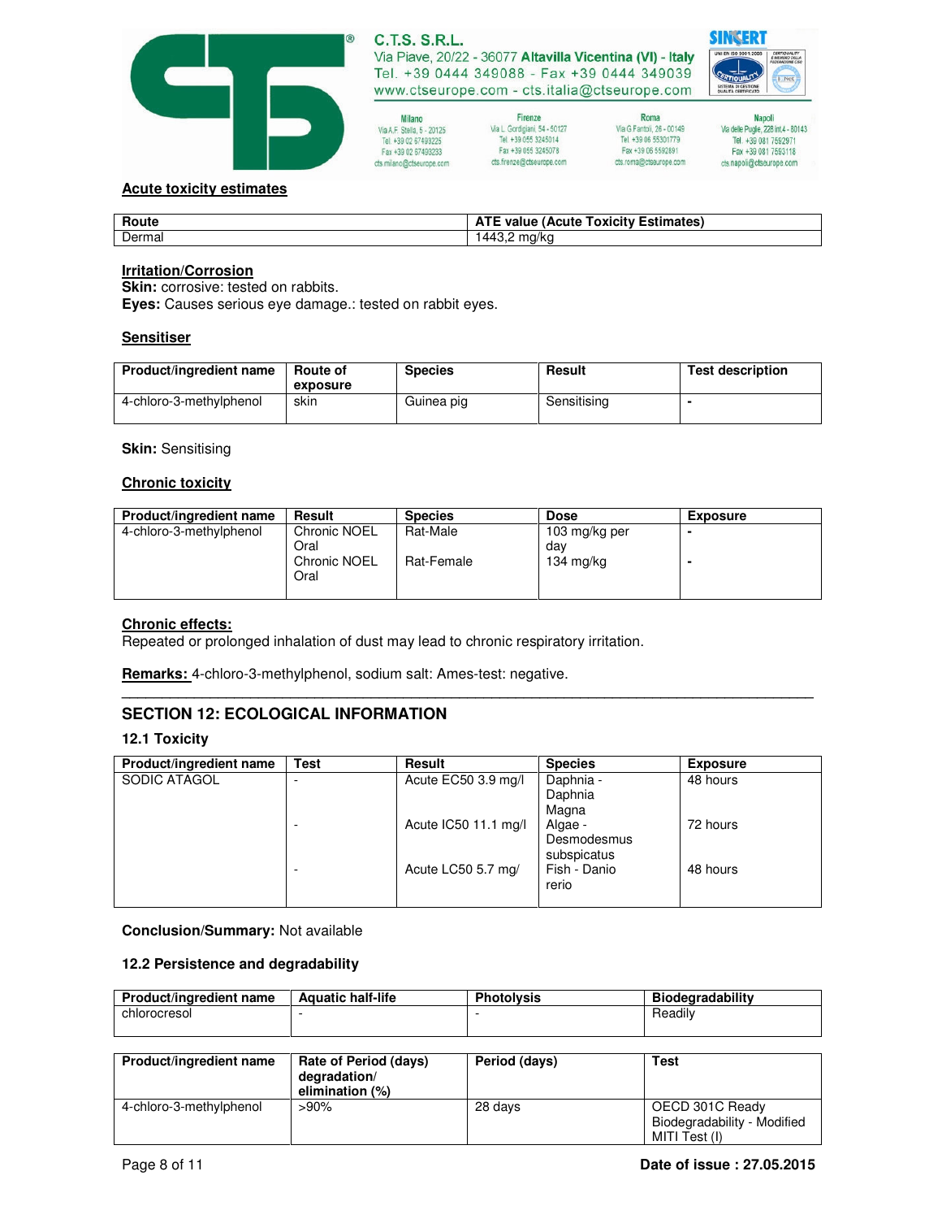**Acute toxicity estimates**

| Route | ATE value (Acute Toxicity Estimates) |
|---|---|
| Dermal | 1443,2 mg/kg |

**Irritation/Corrosion**

**Skin:** corrosive: tested on rabbits.
**Eyes:** Causes serious eye damage.: tested on rabbit eyes.

**Sensitiser**

| Product/ingredient name | Route of exposure | Species | Result | Test description |
|---|---|---|---|---|
| 4-chloro-3-methylphenol | skin | Guinea pig | Sensitising | - |

**Skin:** Sensitising

**Chronic toxicity**

| Product/ingredient name | Result | Species | Dose | Exposure |
|---|---|---|---|---|
| 4-chloro-3-methylphenol | Chronic NOEL Oral | Rat-Male | 103 mg/kg per day | - |
| | Chronic NOEL Oral | Rat-Female | 134 mg/kg | - |

**Chronic effects:**
Repeated or prolonged inhalation of dust may lead to chronic respiratory irritation.

**Remarks:** 4-chloro-3-methylphenol, sodium salt: Ames-test: negative.

---

## SECTION 12: ECOLOGICAL INFORMATION

### 12.1 Toxicity

| Product/ingredient name | Test | Result | Species | Exposure |
|---|---|---|---|---|
| SODIC ATAGOL | - | Acute EC50 3.9 mg/l | Daphnia - Daphnia Magna | 48 hours |
| | - | Acute IC50 11.1 mg/l | Algae - Desmodesmus subspicatus | 72 hours |
| | - | Acute LC50 5.7 mg/ | Fish - Danio rerio | 48 hours |

**Conclusion/Summary:** Not available

### 12.2 Persistence and degradability

| Product/ingredient name | Aquatic half-life | Photolysis | Biodegradability |
|---|---|---|---|
| chlorocresol | - | - | Readily |

| Product/ingredient name | Rate of Period (days) degradation/ elimination (%) | Period (days) | Test |
|---|---|---|---|
| 4-chloro-3-methylphenol | >90% | 28 days | OECD 301C Ready Biodegradability - Modified MITI Test (I) |

**Date of issue : 27.05.2015**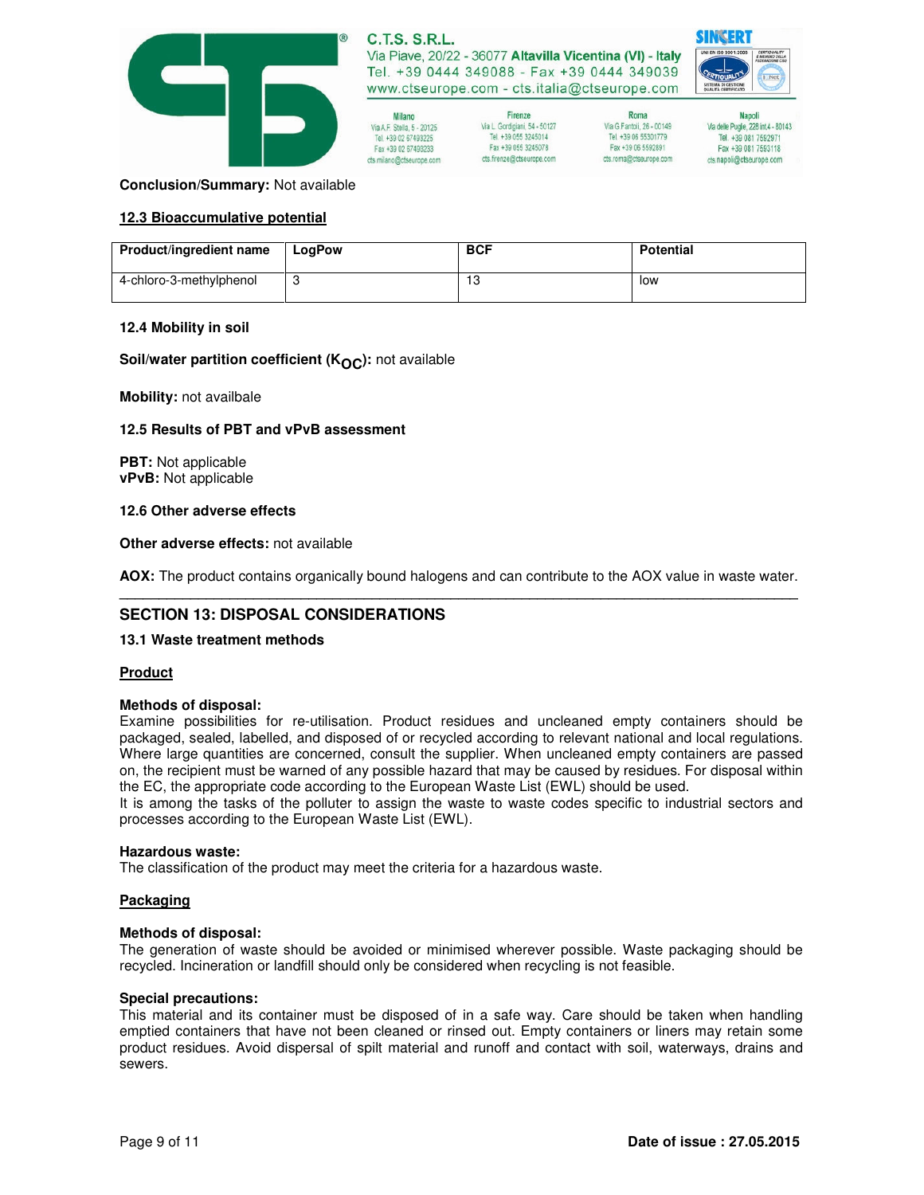**Conclusion/Summary:** Not available

### 12.3 Bioaccumulative potential

| Product/ingredient name | LogPow | BCF | Potential |
|---|---|---|---|
| 4-chloro-3-methylphenol | 3 | 13 | low |

### 12.4 Mobility in soil

**Soil/water partition coefficient ($K_{OC}$):** not available

**Mobility:** not availbale

### 12.5 Results of PBT and vPvB assessment

**PBT:** Not applicable
**vPvB:** Not applicable

### 12.6 Other adverse effects

**Other adverse effects:** not available

**AOX:** The product contains organically bound halogens and can contribute to the AOX value in waste water.

## SECTION 13: DISPOSAL CONSIDERATIONS

### 13.1 Waste treatment methods

**Product**

**Methods of disposal:**
Examine possibilities for re-utilisation. Product residues and uncleaned empty containers should be packaged, sealed, labelled, and disposed of or recycled according to relevant national and local regulations. Where large quantities are concerned, consult the supplier. When uncleaned empty containers are passed on, the recipient must be warned of any possible hazard that may be caused by residues. For disposal within the EC, the appropriate code according to the European Waste List (EWL) should be used.
It is among the tasks of the polluter to assign the waste to waste codes specific to industrial sectors and processes according to the European Waste List (EWL).

**Hazardous waste:**
The classification of the product may meet the criteria for a hazardous waste.

**Packaging**

**Methods of disposal:**
The generation of waste should be avoided or minimised wherever possible. Waste packaging should be recycled. Incineration or landfill should only be considered when recycling is not feasible.

**Special precautions:**
This material and its container must be disposed of in a safe way. Care should be taken when handling emptied containers that have not been cleaned or rinsed out. Empty containers or liners may retain some product residues. Avoid dispersal of spilt material and runoff and contact with soil, waterways, drains and sewers.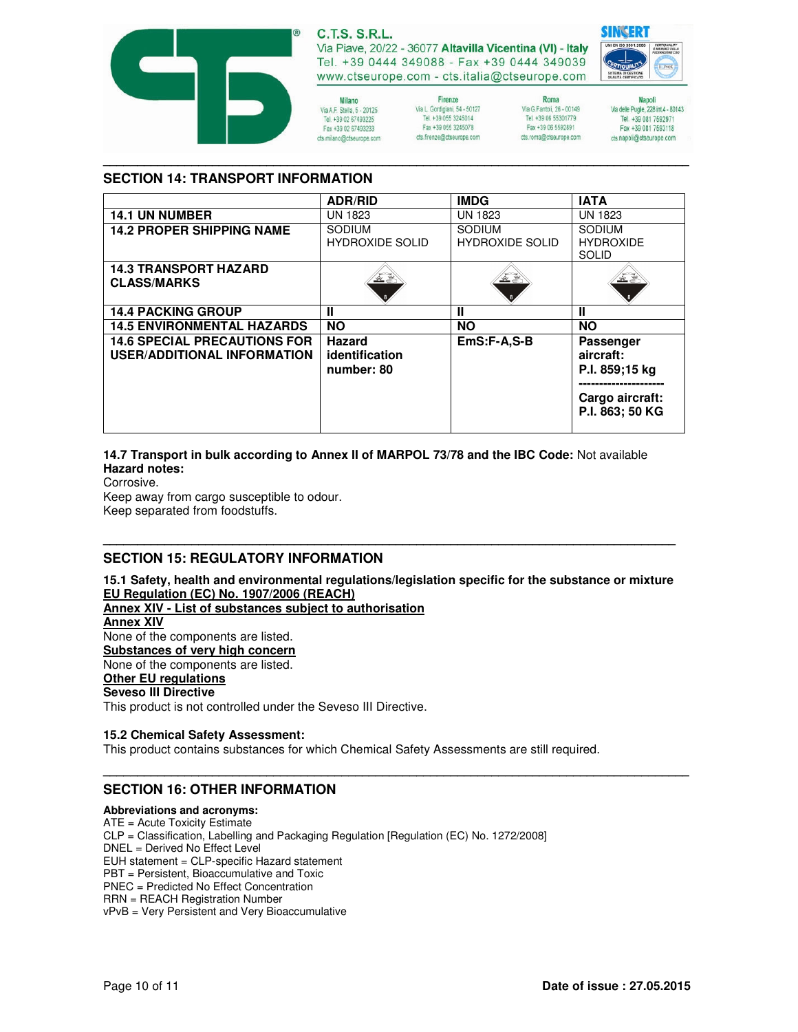## SECTION 14: TRANSPORT INFORMATION

| | ADR/RID | IMDG | IATA |
|---|---|---|---|
| **14.1 UN NUMBER** | UN 1823 | UN 1823 | UN 1823 |
| **14.2 PROPER SHIPPING NAME** | SODIUM HYDROXIDE SOLID | SODIUM HYDROXIDE SOLID | SODIUM HYDROXIDE SOLID |
| **14.3 TRANSPORT HAZARD CLASS/MARKS** | 8 | 8 | 8 |
| **14.4 PACKING GROUP** | **II** | **II** | **II** |
| **14.5 ENVIRONMENTAL HAZARDS** | **NO** | **NO** | **NO** |
| **14.6 SPECIAL PRECAUTIONS FOR USER/ADDITIONAL INFORMATION** | **Hazard identification number: 80** | **EmS:F-A,S-B** | **Passenger aircraft: P.I. 859;15 kg** --------------------- **Cargo aircraft: P.I. 863; 50 KG** |

**14.7 Transport in bulk according to Annex II of MARPOL 73/78 and the IBC Code:** Not available

**Hazard notes:**

Corrosive.

Keep away from cargo susceptible to odour.

Keep separated from foodstuffs.

## SECTION 15: REGULATORY INFORMATION

**15.1 Safety, health and environmental regulations/legislation specific for the substance or mixture**

**EU Regulation (EC) No. 1907/2006 (REACH)**

**Annex XIV - List of substances subject to authorisation**

**Annex XIV**

None of the components are listed.

**Substances of very high concern**

None of the components are listed.

**Other EU regulations**

**Seveso III Directive**

This product is not controlled under the Seveso III Directive.

**15.2 Chemical Safety Assessment:**

This product contains substances for which Chemical Safety Assessments are still required.

## SECTION 16: OTHER INFORMATION

**Abbreviations and acronyms:**

ATE = Acute Toxicity Estimate

CLP = Classification, Labelling and Packaging Regulation [Regulation (EC) No. 1272/2008]

DNEL = Derived No Effect Level

EUH statement = CLP-specific Hazard statement

PBT = Persistent, Bioaccumulative and Toxic

PNEC = Predicted No Effect Concentration

RRN = REACH Registration Number

vPvB = Very Persistent and Very Bioaccumulative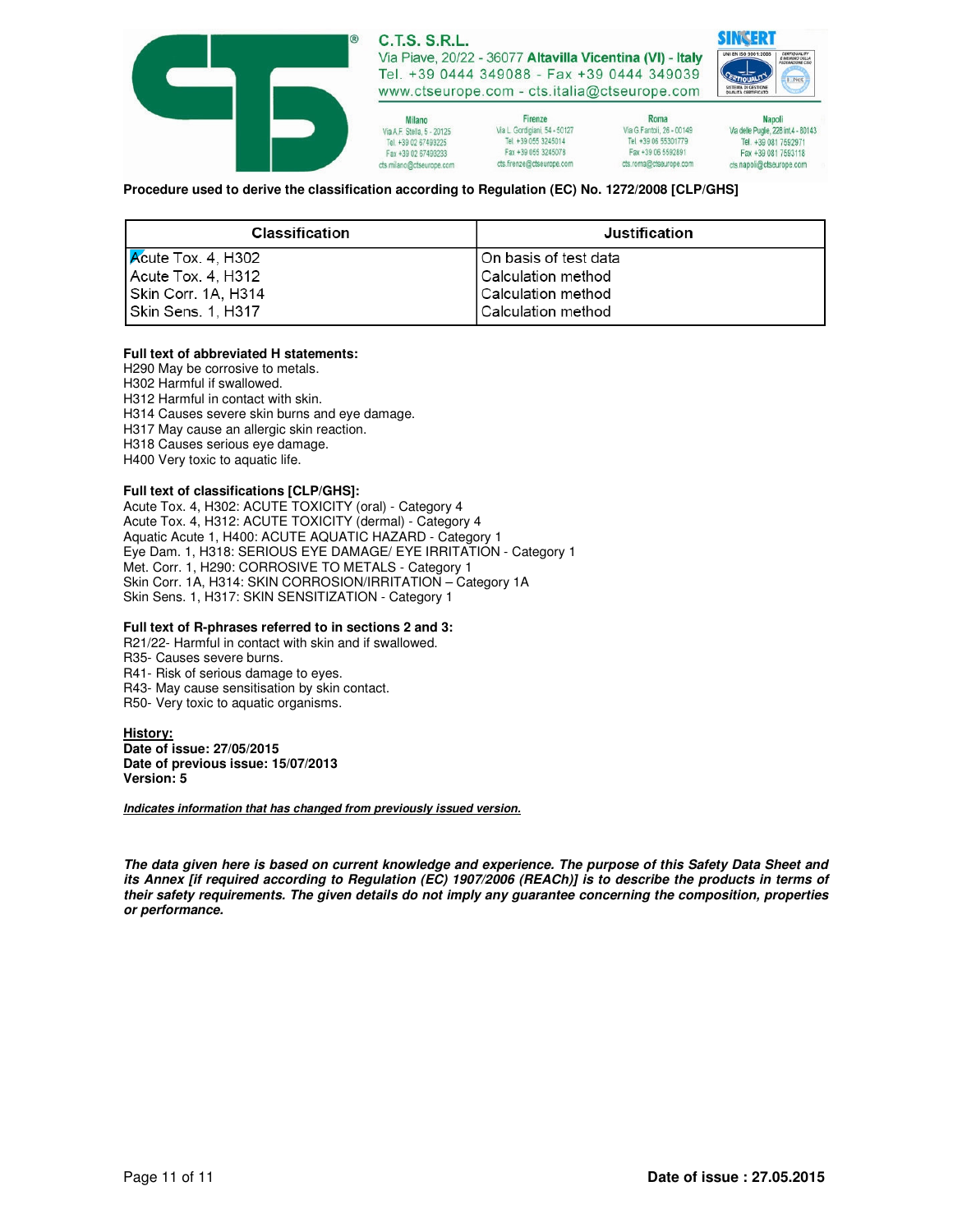**Procedure used to derive the classification according to Regulation (EC) No. 1272/2008 [CLP/GHS]**

| Classification | Justification |
| --- | --- |
| Acute Tox. 4, H302 | On basis of test data |
| Acute Tox. 4, H312 | Calculation method |
| Skin Corr. 1A, H314 | Calculation method |
| Skin Sens. 1, H317 | Calculation method |

**Full text of abbreviated H statements:**

H290 May be corrosive to metals.
H302 Harmful if swallowed.
H312 Harmful in contact with skin.
H314 Causes severe skin burns and eye damage.
H317 May cause an allergic skin reaction.
H318 Causes serious eye damage.
H400 Very toxic to aquatic life.

**Full text of classifications [CLP/GHS]:**

Acute Tox. 4, H302: ACUTE TOXICITY (oral) - Category 4
Acute Tox. 4, H312: ACUTE TOXICITY (dermal) - Category 4
Aquatic Acute 1, H400: ACUTE AQUATIC HAZARD - Category 1
Eye Dam. 1, H318: SERIOUS EYE DAMAGE/ EYE IRRITATION - Category 1
Met. Corr. 1, H290: CORROSIVE TO METALS - Category 1
Skin Corr. 1A, H314: SKIN CORROSION/IRRITATION – Category 1A
Skin Sens. 1, H317: SKIN SENSITIZATION - Category 1

**Full text of R-phrases referred to in sections 2 and 3:**

R21/22- Harmful in contact with skin and if swallowed.
R35- Causes severe burns.
R41- Risk of serious damage to eyes.
R43- May cause sensitisation by skin contact.
R50- Very toxic to aquatic organisms.

**History:**
**Date of issue: 27/05/2015**
**Date of previous issue: 15/07/2013**
**Version: 5**

***Indicates information that has changed from previously issued version.***

***The data given here is based on current knowledge and experience. The purpose of this Safety Data Sheet and its Annex [if required according to Regulation (EC) 1907/2006 (REACh)] is to describe the products in terms of their safety requirements. The given details do not imply any guarantee concerning the composition, properties or performance.***